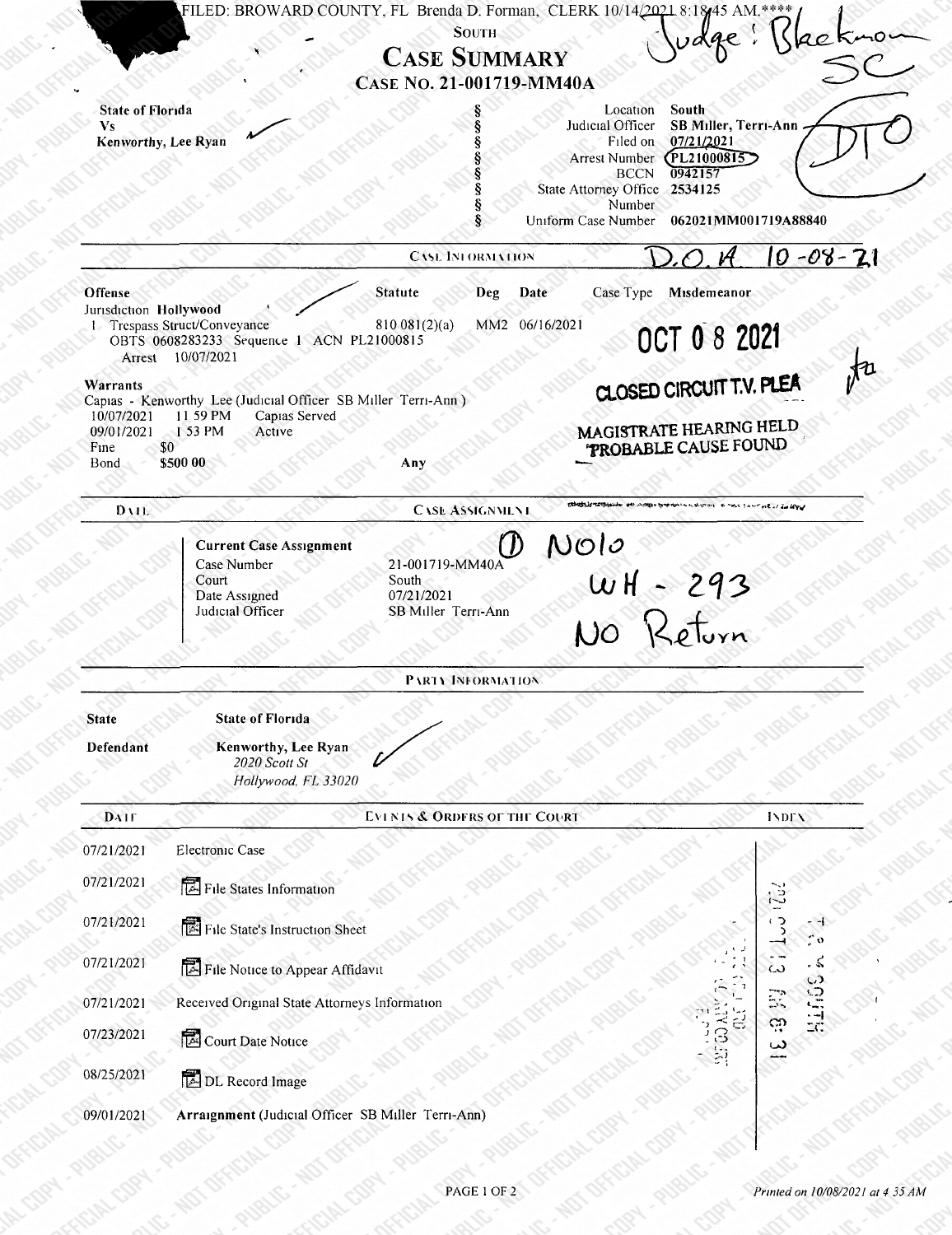FILED: BROWARD COUNTY, FL Brenda D. Forman, CLERK 10/14/2021 8:18:45 AM.****

Judge: Blackmon SC

South

# Case Summary

## Case No. 21-001719-MM40A

| | | |
|---|---|---|
| State of Florida | Location | South |
| Vs | Judicial Officer | SB Miller, Terri-Ann |
| Kenworthy, Lee Ryan | Filed on | 07/21/2021 |
| | Arrest Number | PL21000815 |
| | BCCN | 0942157 |
| | State Attorney Office Number | 2534125 |
| | Uniform Case Number | 062021MM001719A88840 |

DTO

### Case Information

D.O.A 10-08-21

| Offense | Statute | Deg | Date | Case Type | Misdemeanor |
|---|---|---|---|---|---|
| Jurisdiction Hollywood | | | | | |
| 1. Trespass Struct/Conveyance | 810.081(2)(a) | MM2 | 06/16/2021 | | |
| OBTS 0608283233 Sequence 1 ACN PL21000815 | | | | | |
| Arrest 10/07/2021 | | | | | |

OCT 0 8 2021

CLOSED CIRCUIT T.V. PLEA

MAGISTRATE HEARING HELD PROBABLE CAUSE FOUND

**Warrants**

Capias - Kenworthy Lee (Judicial Officer SB Miller Terri-Ann)

| | | |
|---|---|---|
| 10/07/2021 | 11:59 PM | Capias Served |
| 09/01/2021 | 1:53 PM | Active |
| Fine | $0 | |
| Bond | $500.00 | Any |

### Case Assignment

**Current Case Assignment**

| | |
|---|---|
| Case Number | 21-001719-MM40A |
| Court | South |
| Date Assigned | 07/21/2021 |
| Judicial Officer | SB Miller Terri-Ann |

(1) Nolo

WH - 293

No Return

### Party Information

| | |
|---|---|
| State | State of Florida |
| Defendant | Kenworthy, Lee Ryan<br>*2020 Scott St*<br>*Hollywood, FL 33020* |

### Events & Orders of the Court

| Date | Event | Index |
|---|---|---|
| 07/21/2021 | Electronic Case | |
| 07/21/2021 | File States Information | |
| 07/21/2021 | File State's Instruction Sheet | |
| 07/21/2021 | File Notice to Appear Affidavit | |
| 07/21/2021 | Received Original State Attorneys Information | |
| 07/23/2021 | Court Date Notice | |
| 08/25/2021 | DL Record Image | |
| 09/01/2021 | **Arraignment** (Judicial Officer SB Miller Terri-Ann) | |

*Printed on 10/08/2021 at 4:35 AM*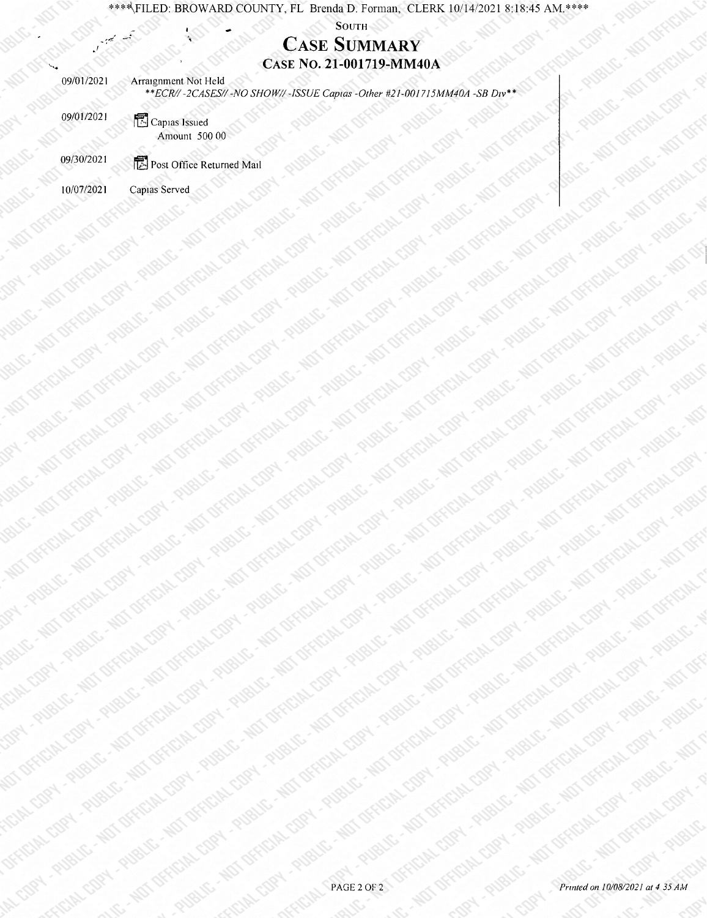****FILED: BROWARD COUNTY, FL Brenda D. Forman, CLERK 10/14/2021 8:18:45 AM.****

SOUTH

# CASE SUMMARY

## CASE NO. 21-001719-MM40A

| Date | Event |
|---|---|
| 09/01/2021 | Arraignment Not Held<br>*\*\*ECR// -2CASES// -NO SHOW// -ISSUE Capias -Other #21-001715MM40A -SB Div\*\** |
| 09/01/2021 | Capias Issued<br>Amount 500 00 |
| 09/30/2021 | Post Office Returned Mail |
| 10/07/2021 | Capias Served |

*Printed on 10/08/2021 at 4 35 AM*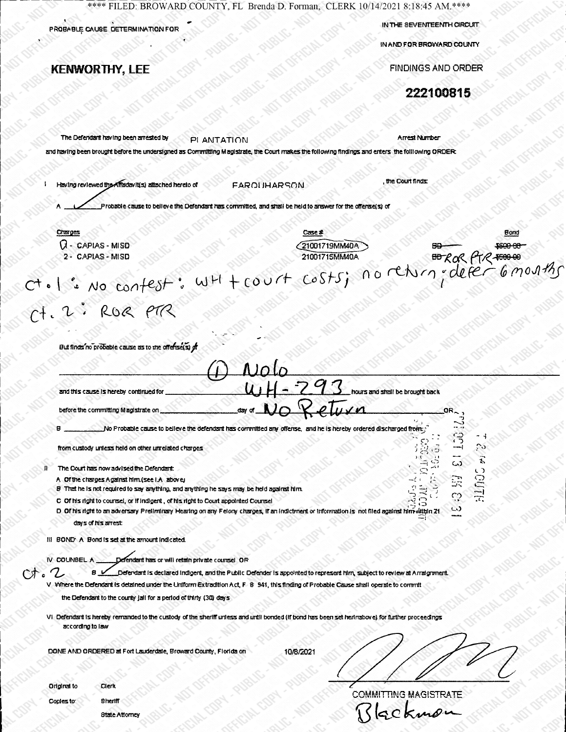**** FILED: BROWARD COUNTY, FL Brenda D. Forman, CLERK 10/14/2021 8:18:45 AM.****

PROBABLE CAUSE DETERMINATION FOR

IN THE SEVENTEENTH CIRCUIT

IN AND FOR BROWARD COUNTY

**KENWORTHY, LEE**

FINDINGS AND ORDER

**222100815**

The Defendant having been arrested by PLANTATION Arrest Number

and having been brought before the undersigned as Committing Magistrate, the Court makes the following findings and enters the following ORDER:

I Having reviewed the Affidavit(s) attached hereto of FARQUHARSON , the Court finds:

A ✓ Probable cause to believe the Defendant has committed, and shall be held to answer for the offense(s) of

| Charges | Case # | Bond |
|---|---|---|
| 1 - CAPIAS - MISD | 21001719MM40A | ~~BB~~ ~~$500.00~~ |
| 2 - CAPIAS - MISD | 21001715MM40A | ~~BB~~ ROR PTR ~~$500.00~~ |

Ct. 1: No contest: WH + court costs; no return; defer 6 months

Ct. 2: ROR PTR

But finds no probable cause as to the offense(s) of

① Nolo

and this cause is hereby continued for WH-293 hours and shall be brought back

before the committing Magistrate on ____ day of No Return OR

B ____ No Probable cause to believe the defendant has committed any offense, and he is hereby ordered discharged from

from custody unless held on other unrelated charges

II The Court has now advised the Defendant:

A Of the charges Against him (see I.A above)

B That he is not required to say anything, and anything he says may be held against him.

C Of his right to counsel, or if indigent, of his right to Court appointed Counsel

D Of his right to an adversary Preliminary Hearing on any Felony charges, if an Indictment or Information is not filed against him within 21 days of his arrest

III BOND: A Bond is set at the amount indicated.

IV COUNSEL A ____ Defendant has or will retain private counsel OR

Ct. 2 B ✓ Defendant is declared indigent, and the Public Defender is appointed to represent him, subject to review at Arraignment.

V Where the Defendant is detained under the Uniform Extradition Act, F. S. 941, this finding of Probable Cause shall operate to commit the Defendant to the county jail for a period of thirty (30) days

VI Defendant is hereby remanded to the custody of the sheriff unless and until bonded (if bond has been set hereinabove) for further proceedings according to law

DONE AND ORDERED at Fort Lauderdale, Broward County, Florida on 10/8/2021

COMMITTING MAGISTRATE

Blackman

Original to Clerk

Copies to Sheriff

State Attorney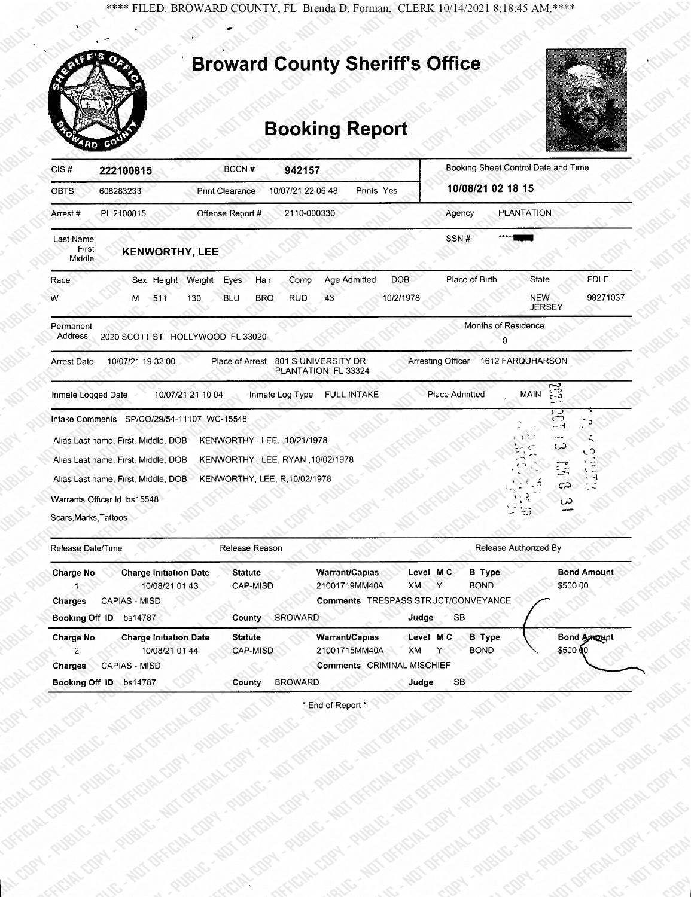**** FILED: BROWARD COUNTY, FL Brenda D. Forman, CLERK 10/14/2021 8:18:45 AM.****

# Broward County Sheriff's Office

## Booking Report

| CIS # | 222100815 | BCCN # | 942157 | | Booking Sheet Control Date and Time |
|---|---|---|---|---|---|
| OBTS | 608283233 | Print Clearance | 10/07/21 22 06 48 | Prints Yes | 10/08/21 02 18 15 |
| Arrest # | PL 2100815 | Offense Report # | 2110-000330 | Agency | PLANTATION |

Last Name First Middle: **KENWORTHY, LEE**

SSN #: *****

| Race | Sex | Height | Weight | Eyes | Hair | Comp | Age Admitted | DOB | Place of Birth | State | FDLE |
|---|---|---|---|---|---|---|---|---|---|---|---|
| W | M | 511 | 130 | BLU | BRO | RUD | 43 | 10/2/1978 | | NEW JERSEY | 98271037 |

Permanent Address: 2020 SCOTT ST HOLLYWOOD FL 33020

Months of Residence: 0

Arrest Date: 10/07/21 19 32 00  Place of Arrest: 801 S UNIVERSITY DR PLANTATION FL 33324  Arresting Officer: 1612 FARQUHARSON

Inmate Logged Date: 10/07/21 21 10 04  Inmate Log Type: FULL INTAKE  Place Admitted: MAIN

Intake Comments: SP/CO/29/54-11107 WC-15548

Alias Last name, First, Middle, DOB: KENWORTHY , LEE, ,10/21/1978

Alias Last name, First, Middle, DOB: KENWORTHY , LEE, RYAN ,10/02/1978

Alias Last name, First, Middle, DOB: KENWORTHY, LEE, R,10/02/1978

Warrants Officer Id: bs15548

Scars,Marks,Tattoos

Release Date/Time  Release Reason  Release Authorized By

| Charge No | Charge Initiation Date | Statute | Warrant/Capias | Level | M C | B Type | Bond Amount |
|---|---|---|---|---|---|---|---|
| 1 | 10/08/21 01 43 | CAP-MISD | 21001719MM40A | XM | Y | BOND | $500 00 |

Charges: CAPIAS - MISD  Comments: TRESPASS STRUCT/CONVEYANCE

Booking Off ID: bs14787  County: BROWARD  Judge: SB

| Charge No | Charge Initiation Date | Statute | Warrant/Capias | Level | M C | B Type | Bond Amount |
|---|---|---|---|---|---|---|---|
| 2 | 10/08/21 01 44 | CAP-MISD | 21001715MM40A | XM | Y | BOND | $500 00 |

Charges: CAPIAS - MISD  Comments: CRIMINAL MISCHIEF

Booking Off ID: bs14787  County: BROWARD  Judge: SB

* End of Report *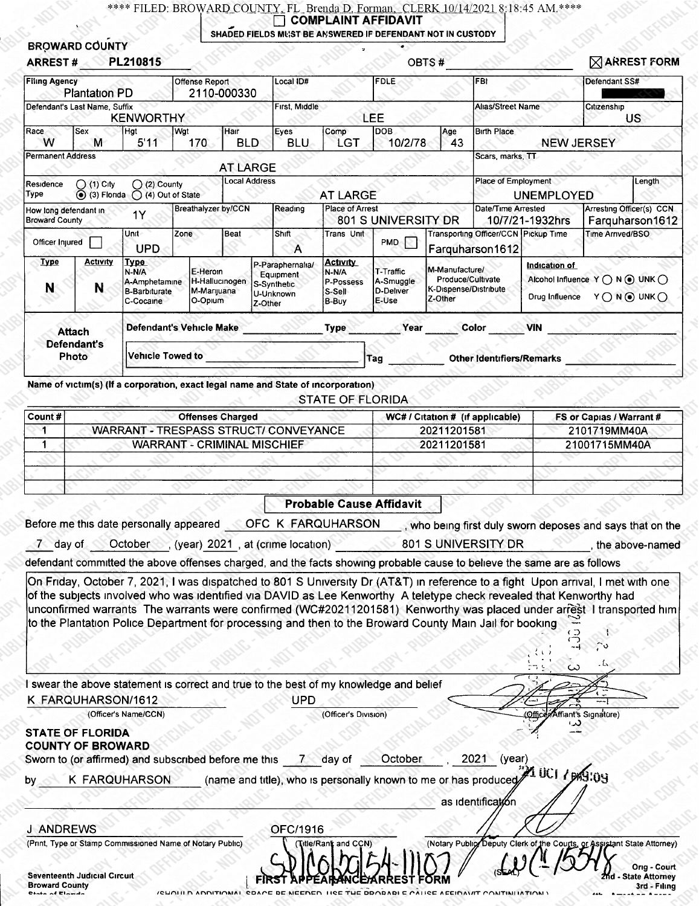**** FILED: BROWARD COUNTY, FL Brenda D. Forman, CLERK 10/14/2021 8:18:45 AM.****

☐ COMPLAINT AFFIDAVIT

SHADED FIELDS MUST BE ANSWERED IF DEFENDANT NOT IN CUSTODY

BROWARD COUNTY

ARREST # PL210815 | OBTS # | ☒ ARREST FORM

| Filing Agency | Offense Report | Local ID# | FDLE | FBI | Defendant SS# |
|---|---|---|---|---|---|
| Plantation PD | 2110-000330 | | | | ████ |

| Defendant's Last Name, Suffix | First, Middle | Alias/Street Name | Citizenship |
|---|---|---|---|
| KENWORTHY | LEE | | US |

| Race | Sex | Hgt | Wgt | Hair | Eyes | Comp | DOB | Age | Birth Place |
|---|---|---|---|---|---|---|---|---|---|
| W | M | 5'11 | 170 | BLD | BLU | LGT | 10/2/78 | 43 | NEW JERSEY |

| Permanent Address | Scars, marks, TT |
|---|---|
| AT LARGE | |

| Residence Type | Local Address | Place of Employment | Length |
|---|---|---|---|
| ○ (1) City ○ (2) County ◉ (3) Florida ○ (4) Out of State | AT LARGE | UNEMPLOYED | |

| How long defendant in Broward County | Breathalyzer by/CCN | Reading | Place of Arrest | Date/Time Arrested | Arresting Officer(s) CCN |
|---|---|---|---|---|---|
| 1Y | | | 801 S UNIVERSITY DR | 10/7/21-1932hrs | Farquharson1612 |

| Officer Injured | Unit | Zone | Beat | Shift | Trans Unit | PMD | Transporting Officer/CCN | Pickup Time | Time Arrived/BSO |
|---|---|---|---|---|---|---|---|---|---|
| ☐ | UPD | | | A | | ☐ | Farquharson1612 | | |

| Type | Activity | Type | | | Activity | | | Indication of |
|---|---|---|---|---|---|---|---|---|
| N | N | N-N/A, A-Amphetamine, B-Barbiturate, C-Cocaine | E-Heroin, H-Hallucinogen, M-Marijuana, O-Opium | P-Paraphernalia/Equipment, S-Synthetic, U-Unknown, Z-Other | N-N/A, P-Possess, S-Sell, B-Buy | T-Traffic, A-Smuggle, D-Deliver, E-Use | M-Manufacture/Produce/Cultivate, K-Dispense/Distribute, Z-Other | Alcohol Influence Y ○ N ◉ UNK ○; Drug Influence Y ○ N ◉ UNK ○ |

Attach Defendant's Photo

Defendant's Vehicle Make ______ Type ______ Year ______ Color ______ VIN ______

Vehicle Towed to ______ Tag ______ Other Identifiers/Remarks ______

Name of victim(s) (If a corporation, exact legal name and State of incorporation)

STATE OF FLORIDA

| Count # | Offenses Charged | WC# / Citation # (if applicable) | FS or Capias / Warrant # |
|---|---|---|---|
| 1 | WARRANT - TRESPASS STRUCT/ CONVEYANCE | 20211201581 | 2101719MM40A |
| 1 | WARRANT - CRIMINAL MISCHIEF | 20211201581 | 21001715MM40A |
| | | | |
| | | | |
| | | | |

## Probable Cause Affidavit

Before me this date personally appeared OFC K FARQUHARSON, who being first duly sworn deposes and says that on the 7 day of October, (year) 2021, at (crime location) 801 S UNIVERSITY DR, the above-named defendant committed the above offenses charged, and the facts showing probable cause to believe the same are as follows

On Friday, October 7, 2021, I was dispatched to 801 S University Dr (AT&T) in reference to a fight Upon arrival, I met with one of the subjects involved who was identified via DAVID as Lee Kenworthy A teletype check revealed that Kenworthy had unconfirmed warrants The warrants were confirmed (WC#20211201581) Kenworthy was placed under arrest I transported him to the Plantation Police Department for processing and then to the Broward County Main Jail for booking

I swear the above statement is correct and true to the best of my knowledge and belief

K FARQUHARSON/1612 (Officer's Name/CCN) | UPD (Officer's Division) | (Officer/Affiant's Signature)

STATE OF FLORIDA
COUNTY OF BROWARD

Sworn to (or affirmed) and subscribed before me this 7 day of October, 2021 (year)

by K FARQUHARSON (name and title), who is personally known to me or has produced ______ as identification

21 OCT 7 PM 9:09

J ANDREWS (Print, Type or Stamp Commissioned Name of Notary Public) | OFC/1916 (Title/Rank and CCN) | (Notary Public/Deputy Clerk of the Courts, or Assistant State Attorney)

(SEAL)

Seventeenth Judicial Circuit
Broward County

FIRST APPEARANCE/ARREST FORM

Orig - Court
2nd - State Attorney
3rd - Filing

(SHOULD ADDITIONAL SPACE BE NEEDED, USE THE PROBABLE CAUSE AFFIDAVIT CONTINUATION)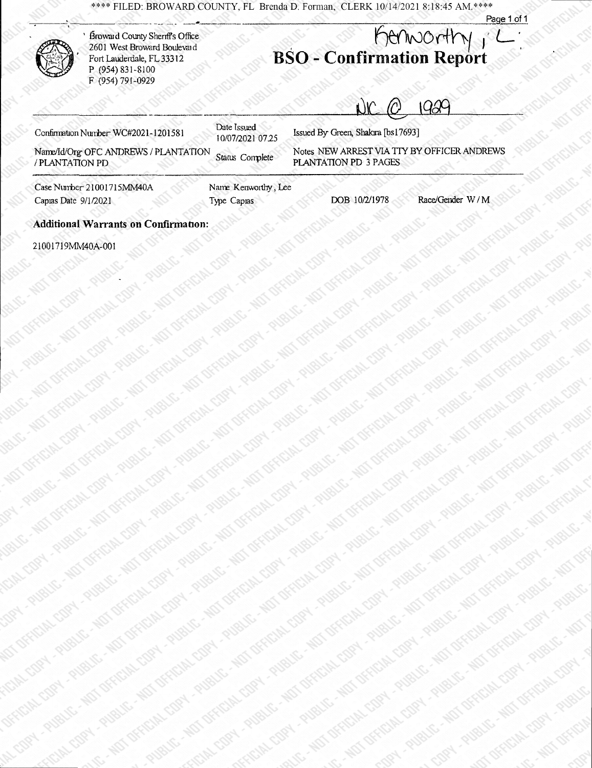**** FILED: BROWARD COUNTY, FL Brenda D. Forman, CLERK 10/14/2021 8:18:45 AM.****

Broward County Sheriff's Office
2601 West Broward Boulevard
Fort Lauderdale, FL 33312
P (954) 831-8100
F (954) 791-0929

Kenworthy, L

# BSO - Confirmation Report

NC @ 1929

| | | |
|---|---|---|
| Confirmation Number WC#2021-1201581 | Date Issued 10/07/2021 07:25 | Issued By Green, Shakira [bs17693] |
| Name/Id/Org OFC ANDREWS / PLANTATION / PLANTATION PD | Status Complete | Notes NEW ARREST VIA TTY BY OFFICER ANDREWS PLANTATION PD 3 PAGES |

| | | | |
|---|---|---|---|
| Case Number 21001715MM40A | Name Kenworthy, Lee | | |
| Capias Date 9/1/2021 | Type Capias | DOB 10/2/1978 | Race/Gender W / M |

**Additional Warrants on Confirmation:**

21001719MM40A-001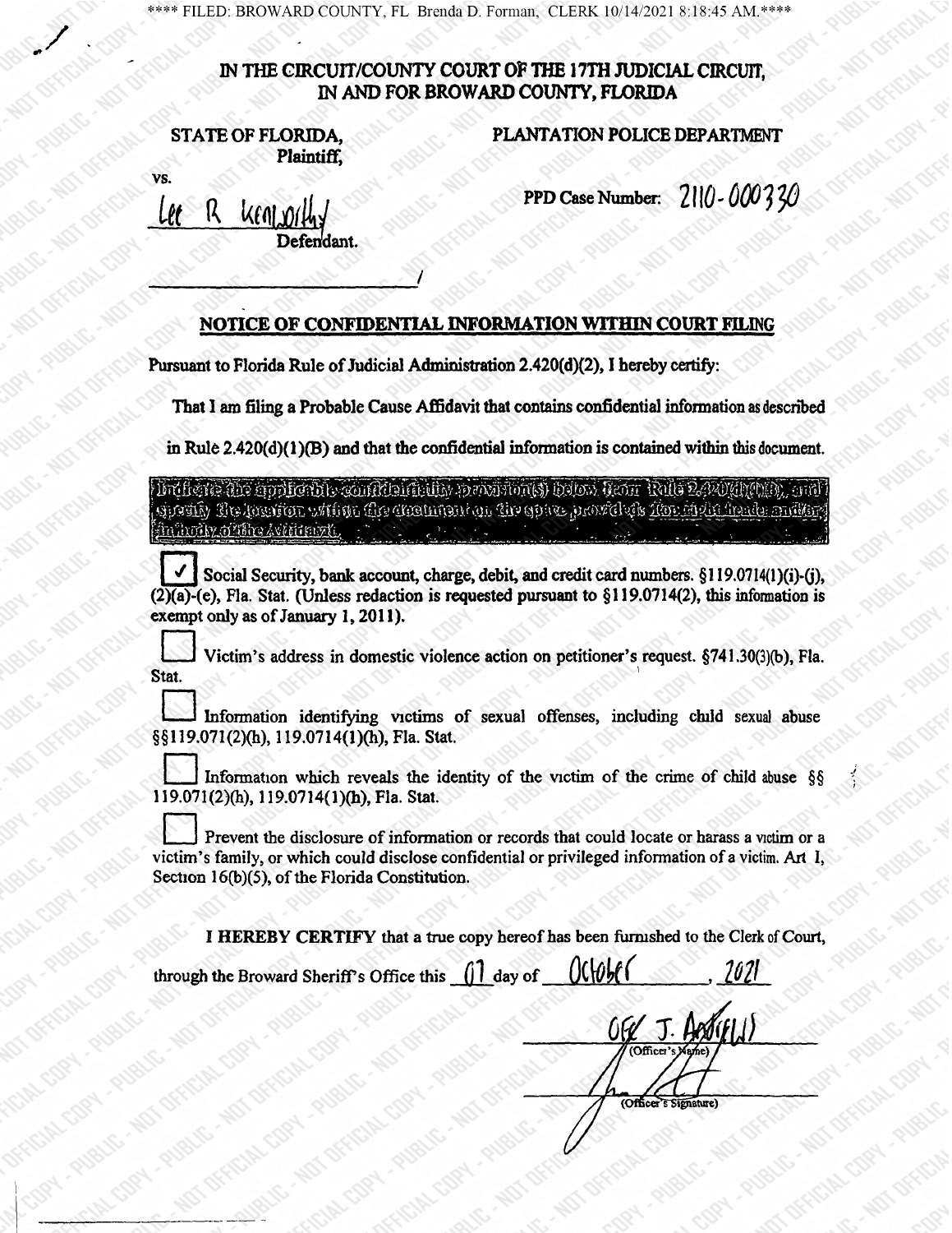**** FILED: BROWARD COUNTY, FL Brenda D. Forman, CLERK 10/14/2021 8:18:45 AM.****

## IN THE CIRCUIT/COUNTY COURT OF THE 17TH JUDICIAL CIRCUIT, IN AND FOR BROWARD COUNTY, FLORIDA

**STATE OF FLORIDA,**
**Plaintiff,**

**PLANTATION POLICE DEPARTMENT**

vs.

Lee R Kenworthy
**Defendant.**

**PPD Case Number:** 2110-000330

______________________________/

## NOTICE OF CONFIDENTIAL INFORMATION WITHIN COURT FILING

**Pursuant to Florida Rule of Judicial Administration 2.420(d)(2), I hereby certify:**

**That I am filing a Probable Cause Affidavit that contains confidential information as described in Rule 2.420(d)(1)(B) and that the confidential information is contained within this document.**

**Indicate the applicable confidentiality provision(s) below from Rule 2.420(d)(1)(B), and specify the location within the document on the space provided: (top right header and/or) in body of the Affidavit.**

☑ Social Security, bank account, charge, debit, and credit card numbers. §119.0714(1)(i)-(j), (2)(a)-(e), Fla. Stat. (Unless redaction is requested pursuant to §119.0714(2), this information is exempt only as of January 1, 2011).

☐ Victim's address in domestic violence action on petitioner's request. §741.30(3)(b), Fla. Stat.

☐ Information identifying victims of sexual offenses, including child sexual abuse §§119.071(2)(h), 119.0714(1)(h), Fla. Stat.

☐ Information which reveals the identity of the victim of the crime of child abuse §§ 119.071(2)(h), 119.0714(1)(h), Fla. Stat.

☐ Prevent the disclosure of information or records that could locate or harass a victim or a victim's family, or which could disclose confidential or privileged information of a victim. Art I, Section 16(b)(5), of the Florida Constitution.

**I HEREBY CERTIFY** that a true copy hereof has been furnished to the Clerk of Court, through the Broward Sheriff's Office this 07 day of October, 2021

OFC J. Angieli
(Officer's Name)

[signature]
(Officer's Signature)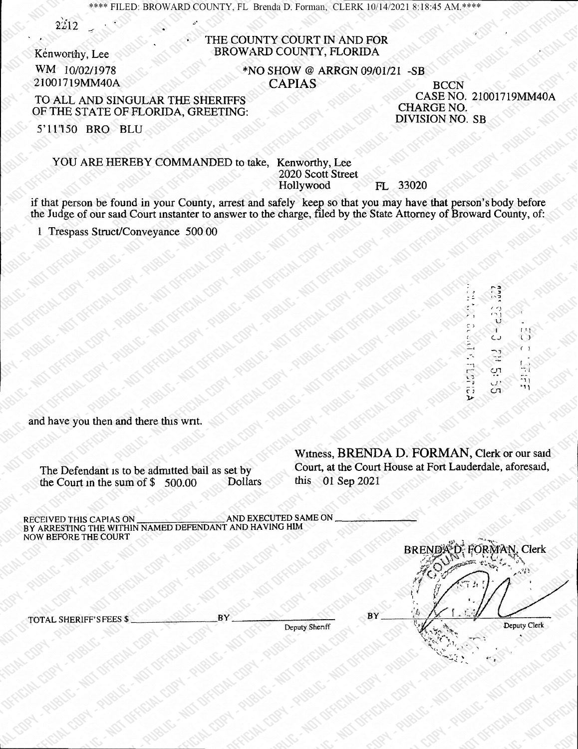**** FILED: BROWARD COUNTY, FL Brenda D. Forman, CLERK 10/14/2021 8:18:45 AM.****

2212

Kenworthy, Lee

WM 10/02/1978

21001719MM40A

THE COUNTY COURT IN AND FOR BROWARD COUNTY, FLORIDA

*NO SHOW @ ARRGN 09/01/21 -SB

**CAPIAS**

BCCN
CASE NO. 21001719MM40A
CHARGE NO.
DIVISION NO. SB

TO ALL AND SINGULAR THE SHERIFFS OF THE STATE OF FLORIDA, GREETING:

5'11"150 BRO BLU

YOU ARE HEREBY COMMANDED to take, Kenworthy, Lee
2020 Scott Street
Hollywood FL 33020

if that person be found in your County, arrest and safely keep so that you may have that person's body before the Judge of our said Court instanter to answer to the charge, filed by the State Attorney of Broward County, of:

1 Trespass Struct/Conveyance 500 00

and have you then and there this writ.

The Defendant is to be admitted bail as set by the Court in the sum of $ 500.00 Dollars

Witness, BRENDA D. FORMAN, Clerk of our said Court, at the Court House at Fort Lauderdale, aforesaid, this 01 Sep 2021

RECEIVED THIS CAPIAS ON ______________ AND EXECUTED SAME ON ______________
BY ARRESTING THE WITHIN NAMED DEFENDANT AND HAVING HIM
NOW BEFORE THE COURT

BRENDA D. FORMAN, Clerk

TOTAL SHERIFF'S FEES $ ______________ BY ______________
Deputy Sheriff

BY ______________
Deputy Clerk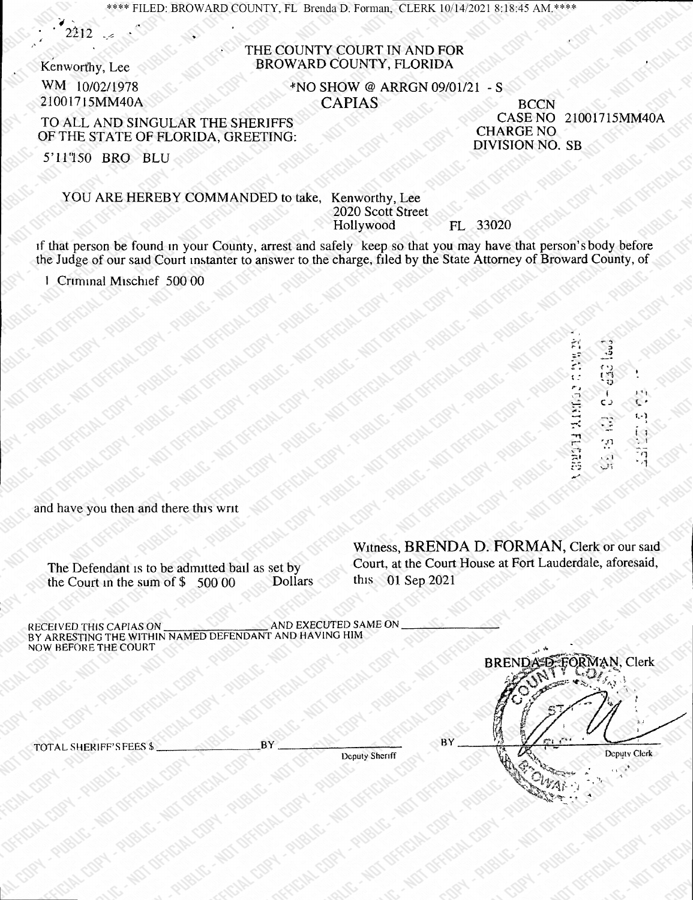**** FILED: BROWARD COUNTY, FL Brenda D. Forman, CLERK 10/14/2021 8:18:45 AM.****

2212

Kenworthy, Lee
WM 10/02/1978
21001715MM40A

THE COUNTY COURT IN AND FOR
BROWARD COUNTY, FLORIDA

*NO SHOW @ ARRGN 09/01/21 - S

# CAPIAS

BCCN
CASE NO 21001715MM40A
CHARGE NO
DIVISION NO. SB

TO ALL AND SINGULAR THE SHERIFFS
OF THE STATE OF FLORIDA, GREETING:

5'11"150 BRO BLU

YOU ARE HEREBY COMMANDED to take, Kenworthy, Lee
2020 Scott Street
Hollywood FL 33020

if that person be found in your County, arrest and safely keep so that you may have that person's body before the Judge of our said Court instanter to answer to the charge, filed by the State Attorney of Broward County, of

1 Criminal Mischief 500 00

and have you then and there this writ

The Defendant is to be admitted bail as set by the Court in the sum of $ 500 00 Dollars

Witness, BRENDA D. FORMAN, Clerk or our said Court, at the Court House at Fort Lauderdale, aforesaid, this 01 Sep 2021

RECEIVED THIS CAPIAS ON ______________ AND EXECUTED SAME ON ______________
BY ARRESTING THE WITHIN NAMED DEFENDANT AND HAVING HIM
NOW BEFORE THE COURT

BRENDA D. FORMAN, Clerk

TOTAL SHERIFF'S FEES $ ______________ BY ______________
Deputy Sheriff

BY ______________
Deputy Clerk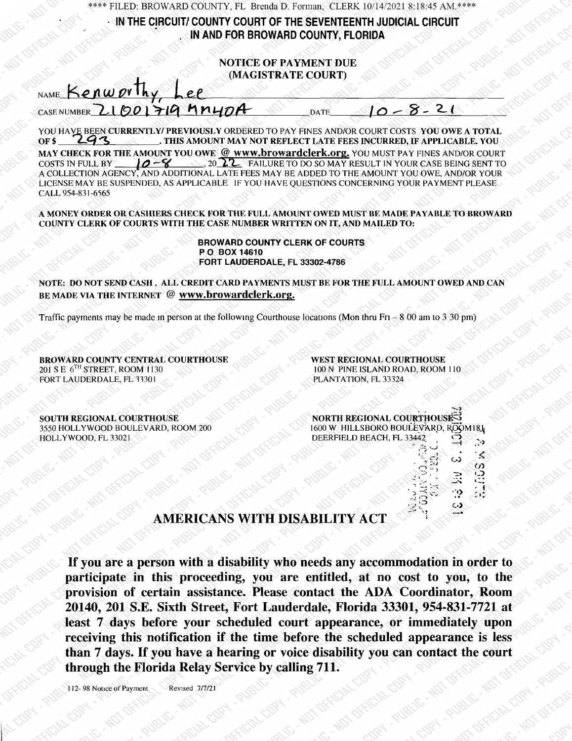**** FILED: BROWARD COUNTY, FL Brenda D. Forman, CLERK 10/14/2021 8:18:45 AM.****

# IN THE CIRCUIT/ COUNTY COURT OF THE SEVENTEENTH JUDICIAL CIRCUIT IN AND FOR BROWARD COUNTY, FLORIDA

## NOTICE OF PAYMENT DUE (MAGISTRATE COURT)

NAME Kenworthy, Lee

CASE NUMBER 21001719 MM40A DATE 10-8-21

YOU HAVE BEEN CURRENTLY/ PREVIOUSLY ORDERED TO PAY FINES AND/OR COURT COSTS **YOU OWE A TOTAL OF $ 293**. THIS AMOUNT MAY NOT REFLECT LATE FEES INCURRED, IF APPLICABLE. YOU MAY CHECK FOR THE AMOUNT YOU OWE **@ www.browardclerk.org.** YOU MUST PAY FINES AND/OR COURT COSTS IN FULL BY 10-8, 2022 FAILURE TO DO SO MAY RESULT IN YOUR CASE BEING SENT TO A COLLECTION AGENCY, AND ADDITIONAL LATE FEES MAY BE ADDED TO THE AMOUNT YOU OWE, AND/OR YOUR LICENSE MAY BE SUSPENDED, AS APPLICABLE IF YOU HAVE QUESTIONS CONCERNING YOUR PAYMENT PLEASE CALL 954-831-6565

**A MONEY ORDER OR CASHIERS CHECK FOR THE FULL AMOUNT OWED MUST BE MADE PAYABLE TO BROWARD COUNTY CLERK OF COURTS WITH THE CASE NUMBER WRITTEN ON IT, AND MAILED TO:**

**BROWARD COUNTY CLERK OF COURTS**
**P O BOX 14610**
**FORT LAUDERDALE, FL 33302-4786**

**NOTE: DO NOT SEND CASH . ALL CREDIT CARD PAYMENTS MUST BE FOR THE FULL AMOUNT OWED AND CAN BE MADE VIA THE INTERNET @ www.browardclerk.org.**

Traffic payments may be made in person at the following Courthouse locations (Mon thru Fri – 8 00 am to 3 30 pm)

**BROWARD COUNTY CENTRAL COURTHOUSE**
201 S E 6TH STREET, ROOM 1130
FORT LAUDERDALE, FL 33301

**WEST REGIONAL COURTHOUSE**
100 N PINE ISLAND ROAD, ROOM 110
PLANTATION, FL 33324

**SOUTH REGIONAL COURTHOUSE**
3550 HOLLYWOOD BOULEVARD, ROOM 200
HOLLYWOOD, FL 33021

**NORTH REGIONAL COURTHOUSE**
1600 W HILLSBORO BOULEVARD, ROOM 184
DEERFIELD BEACH, FL 33442

## AMERICANS WITH DISABILITY ACT

**If you are a person with a disability who needs any accommodation in order to participate in this proceeding, you are entitled, at no cost to you, to the provision of certain assistance. Please contact the ADA Coordinator, Room 20140, 201 S.E. Sixth Street, Fort Lauderdale, Florida 33301, 954-831-7721 at least 7 days before your scheduled court appearance, or immediately upon receiving this notification if the time before the scheduled appearance is less than 7 days. If you have a hearing or voice disability you can contact the court through the Florida Relay Service by calling 711.**

112- 98 Notice of Payment Revised 7/7/21